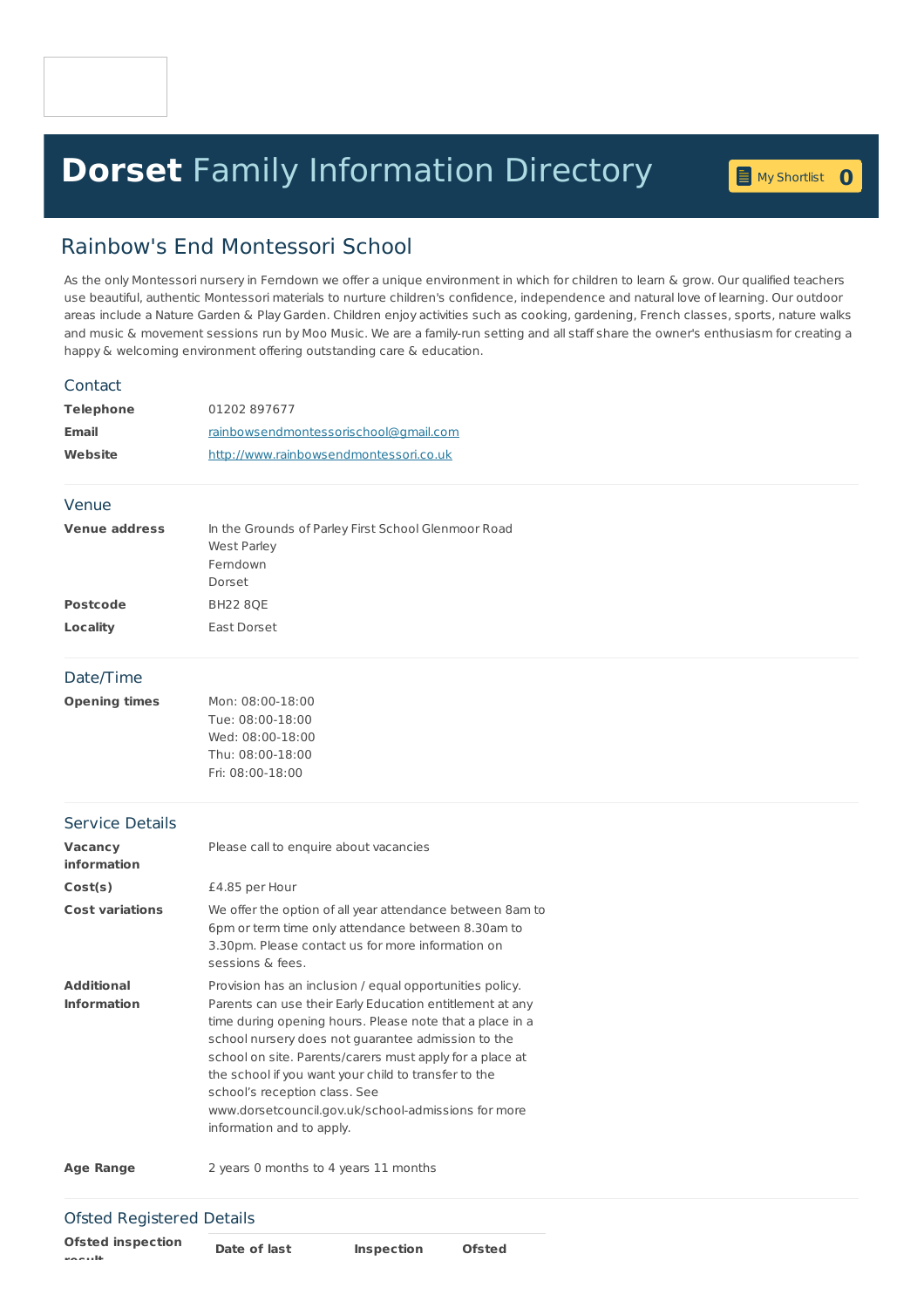# **Dorset** Family Information Directory

My Shortlist 0

## Rainbow's End Montessori School

As the only Montessori nursery in Ferndown we offer a unique environment in which for children to learn & grow. Our qualified teachers use beautiful, authentic Montessori materials to nurture children's confidence, independence and natural love of learning. Our outdoor areas include a Nature Garden & Play Garden. Children enjoy activities such as cooking, gardening, French classes, sports, nature walks and music & movement sessions run by Moo Music. We are a family-run setting and all staff share the owner's enthusiasm for creating a happy & welcoming environment offering outstanding care & education.

### Contact

| | |
|---|---|
| **Telephone** | 01202 897677 |
| **Email** | rainbowsendmontessorischool@gmail.com |
| **Website** | http://www.rainbowsendmontessori.co.uk |

### Venue

| | |
|---|---|
| **Venue address** | In the Grounds of Parley First School Glenmoor Road<br>West Parley<br>Ferndown<br>Dorset |
| **Postcode** | BH22 8QE |
| **Locality** | East Dorset |

### Date/Time

| | |
|---|---|
| **Opening times** | Mon: 08:00-18:00<br>Tue: 08:00-18:00<br>Wed: 08:00-18:00<br>Thu: 08:00-18:00<br>Fri: 08:00-18:00 |

### Service Details

| | |
|---|---|
| **Vacancy information** | Please call to enquire about vacancies |
| **Cost(s)** | £4.85 per Hour |
| **Cost variations** | We offer the option of all year attendance between 8am to 6pm or term time only attendance between 8.30am to 3.30pm. Please contact us for more information on sessions & fees. |
| **Additional Information** | Provision has an inclusion / equal opportunities policy. Parents can use their Early Education entitlement at any time during opening hours. Please note that a place in a school nursery does not guarantee admission to the school on site. Parents/carers must apply for a place at the school if you want your child to transfer to the school's reception class. See www.dorsetcouncil.gov.uk/school-admissions for more information and to apply. |
| **Age Range** | 2 years 0 months to 4 years 11 months |

### Ofsted Registered Details

| **Ofsted inspection result** | **Date of last** | **Inspection** | **Ofsted** |
|---|---|---|---|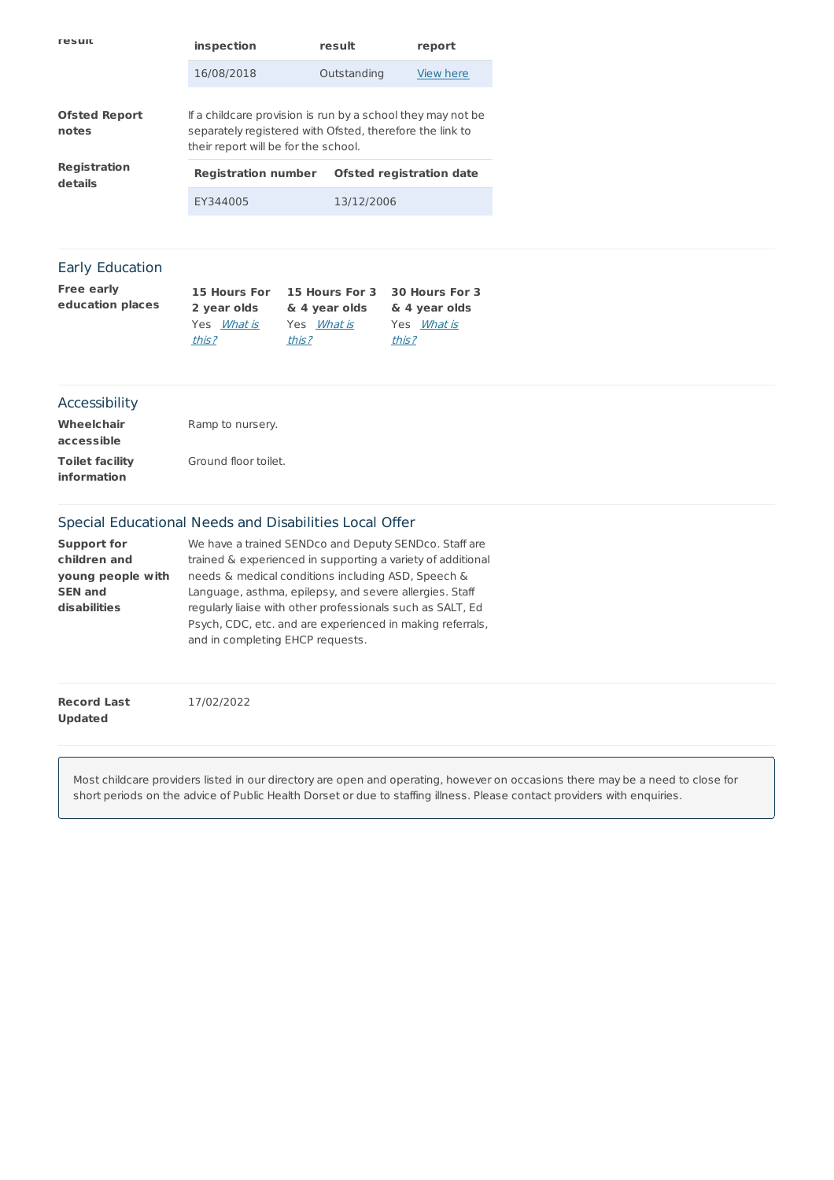| result | inspection | result | report |
|---|---|---|---|
| | 16/08/2018 | Outstanding | View here |

**Ofsted Report notes**

If a childcare provision is run by a school they may not be separately registered with Ofsted, therefore the link to their report will be for the school.

**Registration details**

| Registration number | Ofsted registration date |
|---|---|
| EY344005 | 13/12/2006 |

## Early Education

**Free early education places**

| 15 Hours For 2 year olds | 15 Hours For 3 & 4 year olds | 30 Hours For 3 & 4 year olds |
|---|---|---|
| Yes *What is this?* | Yes *What is this?* | Yes *What is this?* |

## Accessibility

**Wheelchair accessible**

Ramp to nursery.

**Toilet facility information**

Ground floor toilet.

## Special Educational Needs and Disabilities Local Offer

**Support for children and young people with SEN and disabilities**

We have a trained SENDco and Deputy SENDco. Staff are trained & experienced in supporting a variety of additional needs & medical conditions including ASD, Speech & Language, asthma, epilepsy, and severe allergies. Staff regularly liaise with other professionals such as SALT, Ed Psych, CDC, etc. and are experienced in making referrals, and in completing EHCP requests.

**Record Last Updated**

17/02/2022

Most childcare providers listed in our directory are open and operating, however on occasions there may be a need to close for short periods on the advice of Public Health Dorset or due to staffing illness. Please contact providers with enquiries.